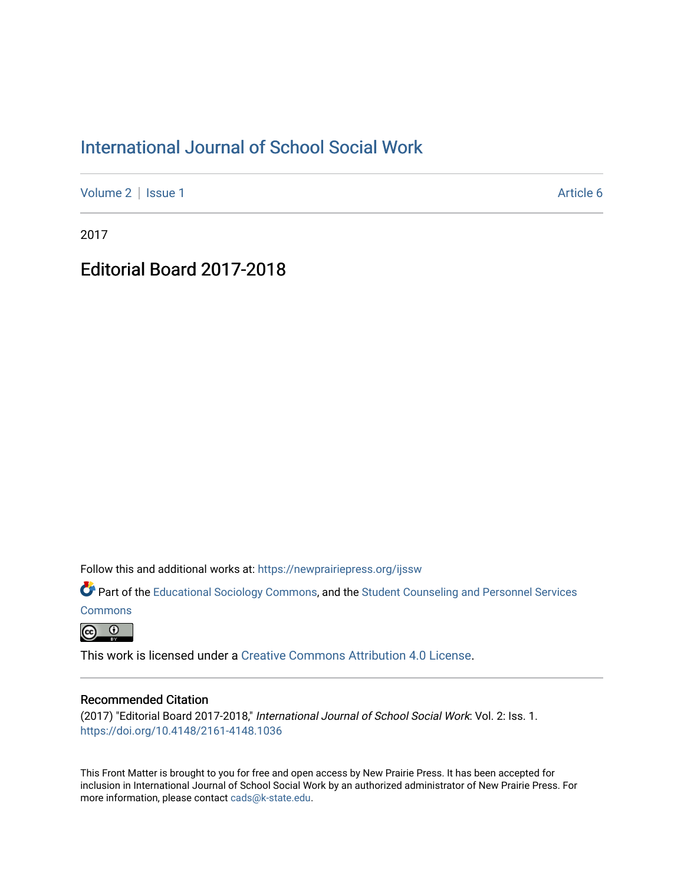# International Journal of School Social Work

Volume 2 | Issue 1 Article 6

2017

## Editorial Board 2017-2018

Follow this and additional works at: https://newprairiepress.org/ijssw

Part of the Educational Sociology Commons, and the Student Counseling and Personnel Services Commons

This work is licensed under a Creative Commons Attribution 4.0 License.

### Recommended Citation

(2017) "Editorial Board 2017-2018," *International Journal of School Social Work*: Vol. 2: Iss. 1. https://doi.org/10.4148/2161-4148.1036

This Front Matter is brought to you for free and open access by New Prairie Press. It has been accepted for inclusion in International Journal of School Social Work by an authorized administrator of New Prairie Press. For more information, please contact cads@k-state.edu.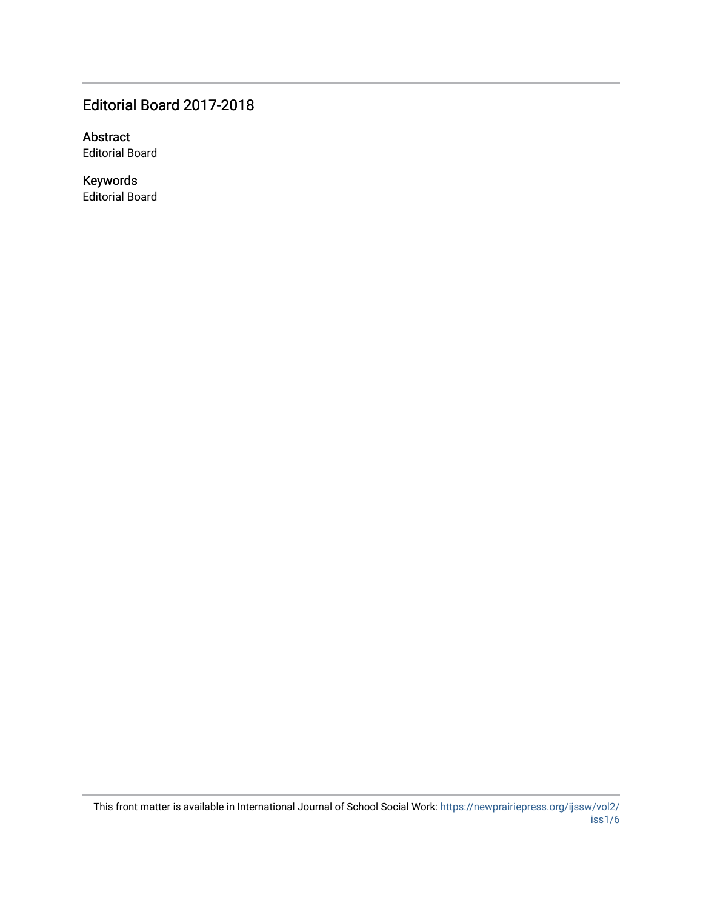## Editorial Board 2017-2018

### Abstract

Editorial Board

### Keywords

Editorial Board

This front matter is available in International Journal of School Social Work: https://newprairiepress.org/ijssw/vol2/iss1/6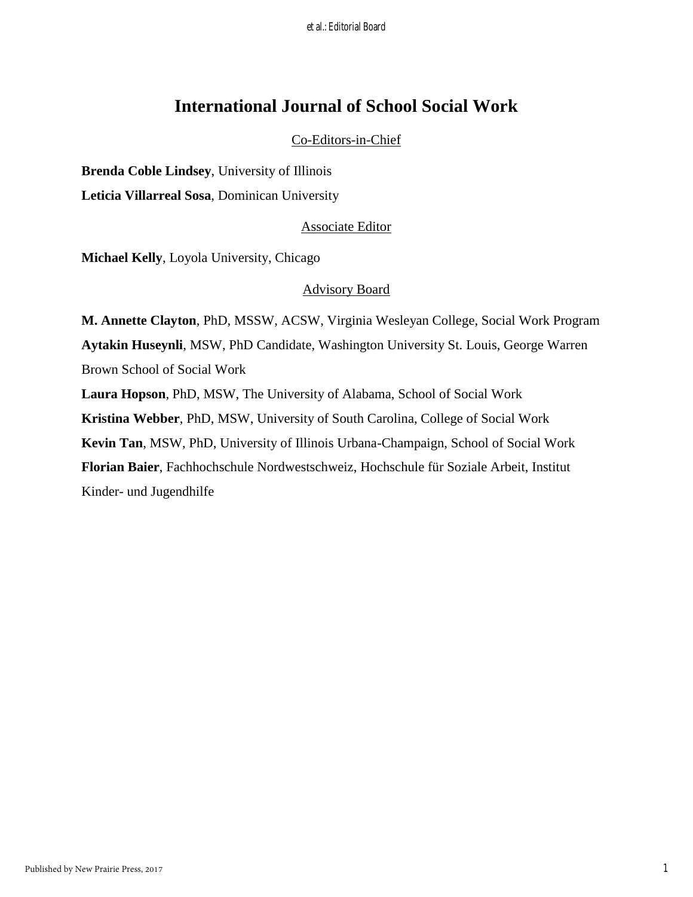# International Journal of School Social Work

<u>Co-Editors-in-Chief</u>

**Brenda Coble Lindsey**, University of Illinois

**Leticia Villarreal Sosa**, Dominican University

<u>Associate Editor</u>

**Michael Kelly**, Loyola University, Chicago

<u>Advisory Board</u>

**M. Annette Clayton**, PhD, MSSW, ACSW, Virginia Wesleyan College, Social Work Program

**Aytakin Huseynli**, MSW, PhD Candidate, Washington University St. Louis, George Warren Brown School of Social Work

**Laura Hopson**, PhD, MSW, The University of Alabama, School of Social Work

**Kristina Webber**, PhD, MSW, University of South Carolina, College of Social Work

**Kevin Tan**, MSW, PhD, University of Illinois Urbana-Champaign, School of Social Work

**Florian Baier**, Fachhochschule Nordwestschweiz, Hochschule für Soziale Arbeit, Institut Kinder- und Jugendhilfe